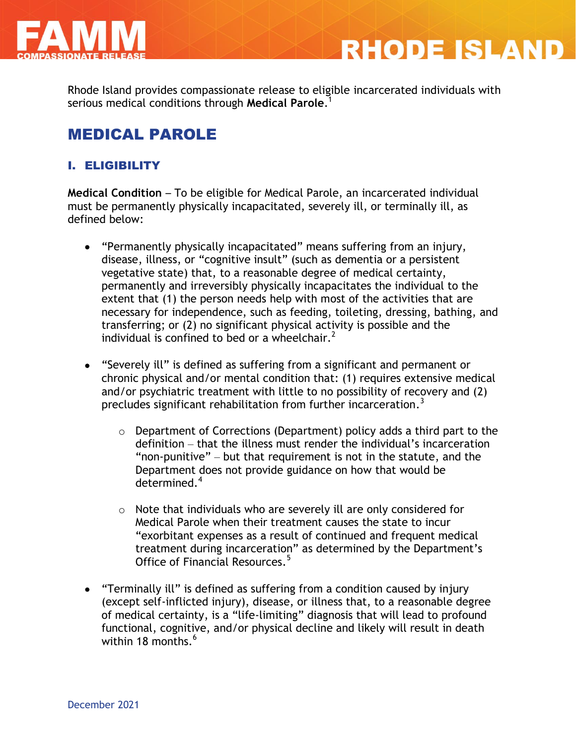Rhode Island provides compassionate release to eligible incarcerated individuals with serious medical conditions through **Medical Parole**.[1]

# MEDICAL PAROLE

## I. ELIGIBILITY

**Medical Condition** – To be eligible for Medical Parole, an incarcerated individual must be permanently physically incapacitated, severely ill, or terminally ill, as defined below:

- "Permanently physically incapacitated" means suffering from an injury, disease, illness, or "cognitive insult" (such as dementia or a persistent vegetative state) that, to a reasonable degree of medical certainty, permanently and irreversibly physically incapacitates the individual to the extent that (1) the person needs help with most of the activities that are necessary for independence, such as feeding, toileting, dressing, bathing, and transferring; or (2) no significant physical activity is possible and the individual is confined to bed or a wheelchair.[2]

- "Severely ill" is defined as suffering from a significant and permanent or chronic physical and/or mental condition that: (1) requires extensive medical and/or psychiatric treatment with little to no possibility of recovery and (2) precludes significant rehabilitation from further incarceration.[3]

  - Department of Corrections (Department) policy adds a third part to the definition – that the illness must render the individual's incarceration "non-punitive" – but that requirement is not in the statute, and the Department does not provide guidance on how that would be determined.[4]

  - Note that individuals who are severely ill are only considered for Medical Parole when their treatment causes the state to incur "exorbitant expenses as a result of continued and frequent medical treatment during incarceration" as determined by the Department's Office of Financial Resources.[5]

- "Terminally ill" is defined as suffering from a condition caused by injury (except self-inflicted injury), disease, or illness that, to a reasonable degree of medical certainty, is a "life-limiting" diagnosis that will lead to profound functional, cognitive, and/or physical decline and likely will result in death within 18 months.[6]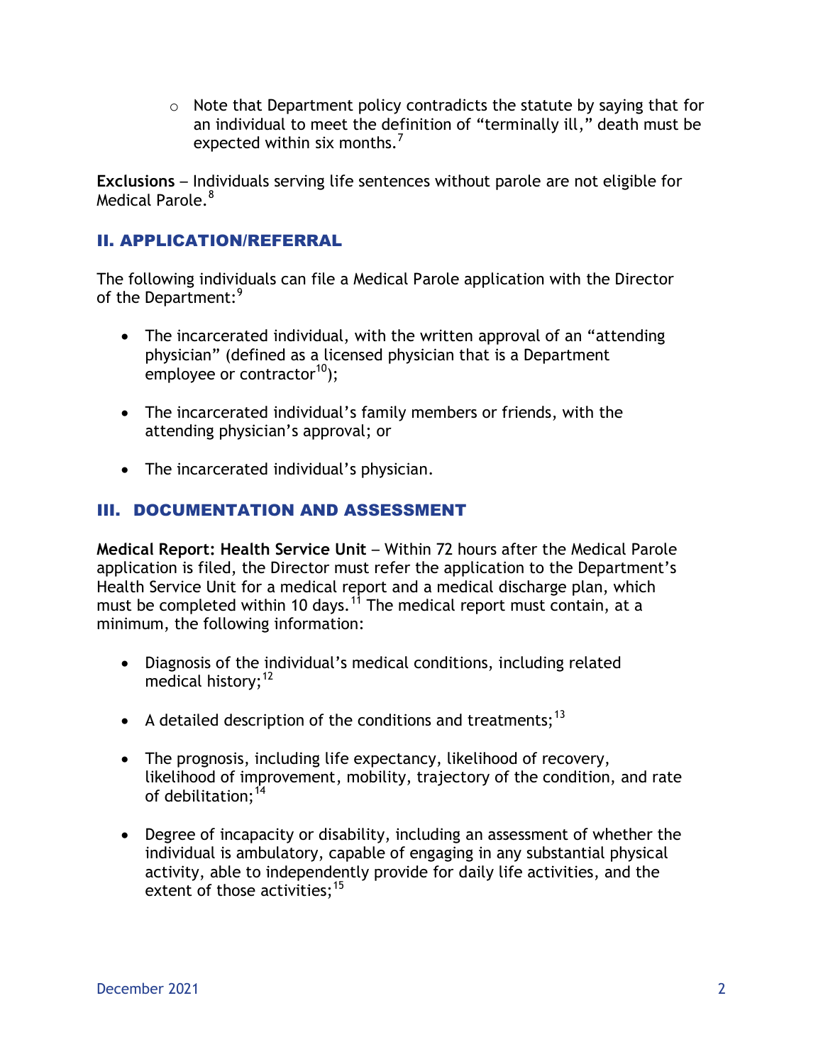- Note that Department policy contradicts the statute by saying that for an individual to meet the definition of "terminally ill," death must be expected within six months.[7]

**Exclusions** – Individuals serving life sentences without parole are not eligible for Medical Parole.[8]

## II. APPLICATION/REFERRAL

The following individuals can file a Medical Parole application with the Director of the Department:[9]

- The incarcerated individual, with the written approval of an "attending physician" (defined as a licensed physician that is a Department employee or contractor[10]);
- The incarcerated individual's family members or friends, with the attending physician's approval; or
- The incarcerated individual's physician.

## III. DOCUMENTATION AND ASSESSMENT

**Medical Report: Health Service Unit** – Within 72 hours after the Medical Parole application is filed, the Director must refer the application to the Department's Health Service Unit for a medical report and a medical discharge plan, which must be completed within 10 days.[11] The medical report must contain, at a minimum, the following information:

- Diagnosis of the individual's medical conditions, including related medical history;[12]
- A detailed description of the conditions and treatments;[13]
- The prognosis, including life expectancy, likelihood of recovery, likelihood of improvement, mobility, trajectory of the condition, and rate of debilitation;[14]
- Degree of incapacity or disability, including an assessment of whether the individual is ambulatory, capable of engaging in any substantial physical activity, able to independently provide for daily life activities, and the extent of those activities;[15]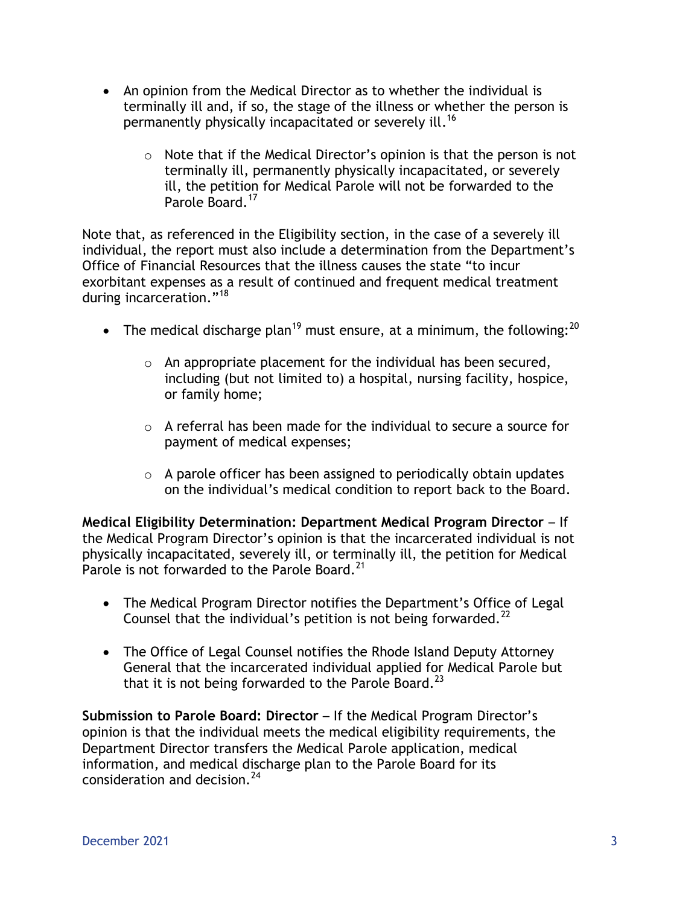- An opinion from the Medical Director as to whether the individual is terminally ill and, if so, the stage of the illness or whether the person is permanently physically incapacitated or severely ill.[16]
  - Note that if the Medical Director's opinion is that the person is not terminally ill, permanently physically incapacitated, or severely ill, the petition for Medical Parole will not be forwarded to the Parole Board.[17]

Note that, as referenced in the Eligibility section, in the case of a severely ill individual, the report must also include a determination from the Department's Office of Financial Resources that the illness causes the state "to incur exorbitant expenses as a result of continued and frequent medical treatment during incarceration."[18]

- The medical discharge plan[19] must ensure, at a minimum, the following:[20]
  - An appropriate placement for the individual has been secured, including (but not limited to) a hospital, nursing facility, hospice, or family home;
  - A referral has been made for the individual to secure a source for payment of medical expenses;
  - A parole officer has been assigned to periodically obtain updates on the individual's medical condition to report back to the Board.

**Medical Eligibility Determination: Department Medical Program Director** – If the Medical Program Director's opinion is that the incarcerated individual is not physically incapacitated, severely ill, or terminally ill, the petition for Medical Parole is not forwarded to the Parole Board.[21]

- The Medical Program Director notifies the Department's Office of Legal Counsel that the individual's petition is not being forwarded.[22]
- The Office of Legal Counsel notifies the Rhode Island Deputy Attorney General that the incarcerated individual applied for Medical Parole but that it is not being forwarded to the Parole Board.[23]

**Submission to Parole Board: Director** – If the Medical Program Director's opinion is that the individual meets the medical eligibility requirements, the Department Director transfers the Medical Parole application, medical information, and medical discharge plan to the Parole Board for its consideration and decision.[24]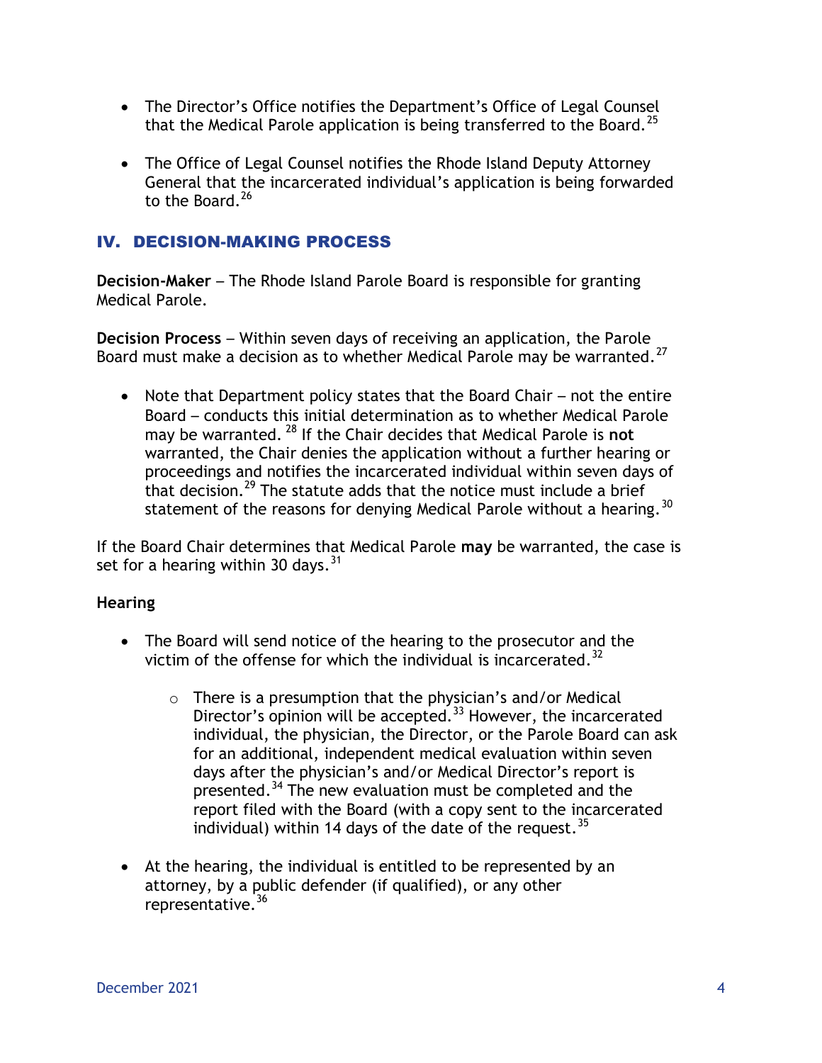- The Director's Office notifies the Department's Office of Legal Counsel that the Medical Parole application is being transferred to the Board.[25]

- The Office of Legal Counsel notifies the Rhode Island Deputy Attorney General that the incarcerated individual's application is being forwarded to the Board.[26]

## IV. DECISION-MAKING PROCESS

**Decision-Maker** – The Rhode Island Parole Board is responsible for granting Medical Parole.

**Decision Process** – Within seven days of receiving an application, the Parole Board must make a decision as to whether Medical Parole may be warranted.[27]

- Note that Department policy states that the Board Chair – not the entire Board – conducts this initial determination as to whether Medical Parole may be warranted.[28] If the Chair decides that Medical Parole is **not** warranted, the Chair denies the application without a further hearing or proceedings and notifies the incarcerated individual within seven days of that decision.[29] The statute adds that the notice must include a brief statement of the reasons for denying Medical Parole without a hearing.[30]

If the Board Chair determines that Medical Parole **may** be warranted, the case is set for a hearing within 30 days.[31]

**Hearing**

- The Board will send notice of the hearing to the prosecutor and the victim of the offense for which the individual is incarcerated.[32]
    - There is a presumption that the physician's and/or Medical Director's opinion will be accepted.[33] However, the incarcerated individual, the physician, the Director, or the Parole Board can ask for an additional, independent medical evaluation within seven days after the physician's and/or Medical Director's report is presented.[34] The new evaluation must be completed and the report filed with the Board (with a copy sent to the incarcerated individual) within 14 days of the date of the request.[35]

- At the hearing, the individual is entitled to be represented by an attorney, by a public defender (if qualified), or any other representative.[36]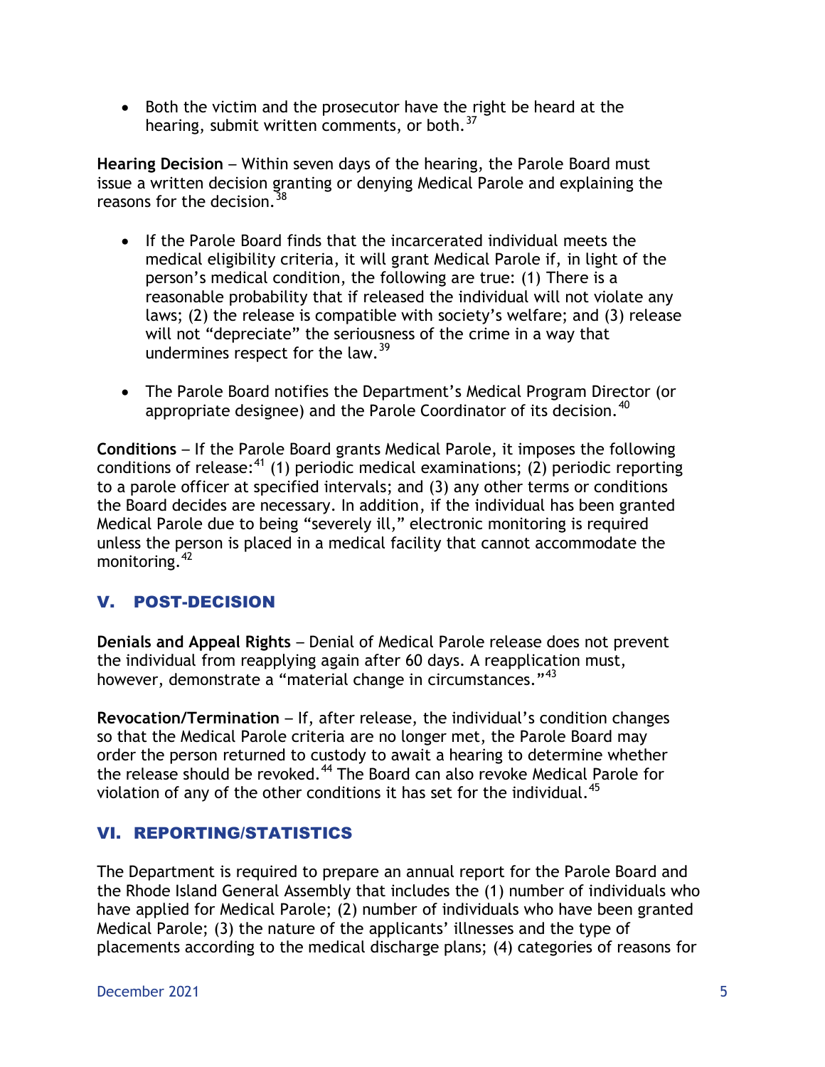- Both the victim and the prosecutor have the right be heard at the hearing, submit written comments, or both.[37]

**Hearing Decision** – Within seven days of the hearing, the Parole Board must issue a written decision granting or denying Medical Parole and explaining the reasons for the decision.[38]

- If the Parole Board finds that the incarcerated individual meets the medical eligibility criteria, it will grant Medical Parole if, in light of the person's medical condition, the following are true: (1) There is a reasonable probability that if released the individual will not violate any laws; (2) the release is compatible with society's welfare; and (3) release will not "depreciate" the seriousness of the crime in a way that undermines respect for the law.[39]

- The Parole Board notifies the Department's Medical Program Director (or appropriate designee) and the Parole Coordinator of its decision.[40]

**Conditions** – If the Parole Board grants Medical Parole, it imposes the following conditions of release:[41] (1) periodic medical examinations; (2) periodic reporting to a parole officer at specified intervals; and (3) any other terms or conditions the Board decides are necessary. In addition, if the individual has been granted Medical Parole due to being "severely ill," electronic monitoring is required unless the person is placed in a medical facility that cannot accommodate the monitoring.[42]

## V. POST-DECISION

**Denials and Appeal Rights** – Denial of Medical Parole release does not prevent the individual from reapplying again after 60 days. A reapplication must, however, demonstrate a "material change in circumstances."[43]

**Revocation/Termination** – If, after release, the individual's condition changes so that the Medical Parole criteria are no longer met, the Parole Board may order the person returned to custody to await a hearing to determine whether the release should be revoked.[44] The Board can also revoke Medical Parole for violation of any of the other conditions it has set for the individual.[45]

## VI. REPORTING/STATISTICS

The Department is required to prepare an annual report for the Parole Board and the Rhode Island General Assembly that includes the (1) number of individuals who have applied for Medical Parole; (2) number of individuals who have been granted Medical Parole; (3) the nature of the applicants' illnesses and the type of placements according to the medical discharge plans; (4) categories of reasons for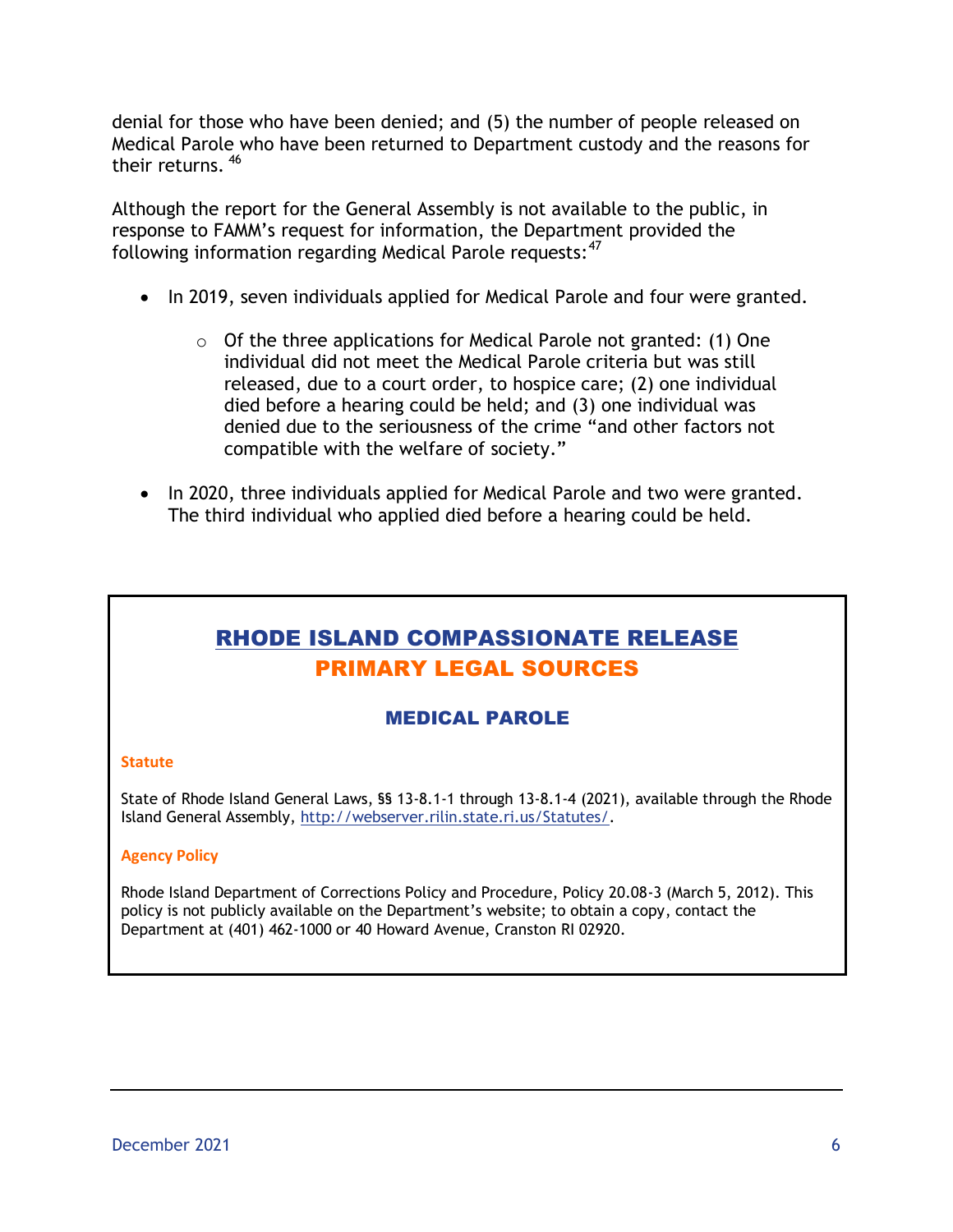denial for those who have been denied; and (5) the number of people released on Medical Parole who have been returned to Department custody and the reasons for their returns. [46]

Although the report for the General Assembly is not available to the public, in response to FAMM's request for information, the Department provided the following information regarding Medical Parole requests:[47]

- In 2019, seven individuals applied for Medical Parole and four were granted.
  - Of the three applications for Medical Parole not granted: (1) One individual did not meet the Medical Parole criteria but was still released, due to a court order, to hospice care; (2) one individual died before a hearing could be held; and (3) one individual was denied due to the seriousness of the crime "and other factors not compatible with the welfare of society."
- In 2020, three individuals applied for Medical Parole and two were granted. The third individual who applied died before a hearing could be held.

## RHODE ISLAND COMPASSIONATE RELEASE PRIMARY LEGAL SOURCES

### MEDICAL PAROLE

**Statute**

State of Rhode Island General Laws, §§ 13-8.1-1 through 13-8.1-4 (2021), available through the Rhode Island General Assembly, http://webserver.rilin.state.ri.us/Statutes/.

**Agency Policy**

Rhode Island Department of Corrections Policy and Procedure, Policy 20.08-3 (March 5, 2012). This policy is not publicly available on the Department's website; to obtain a copy, contact the Department at (401) 462-1000 or 40 Howard Avenue, Cranston RI 02920.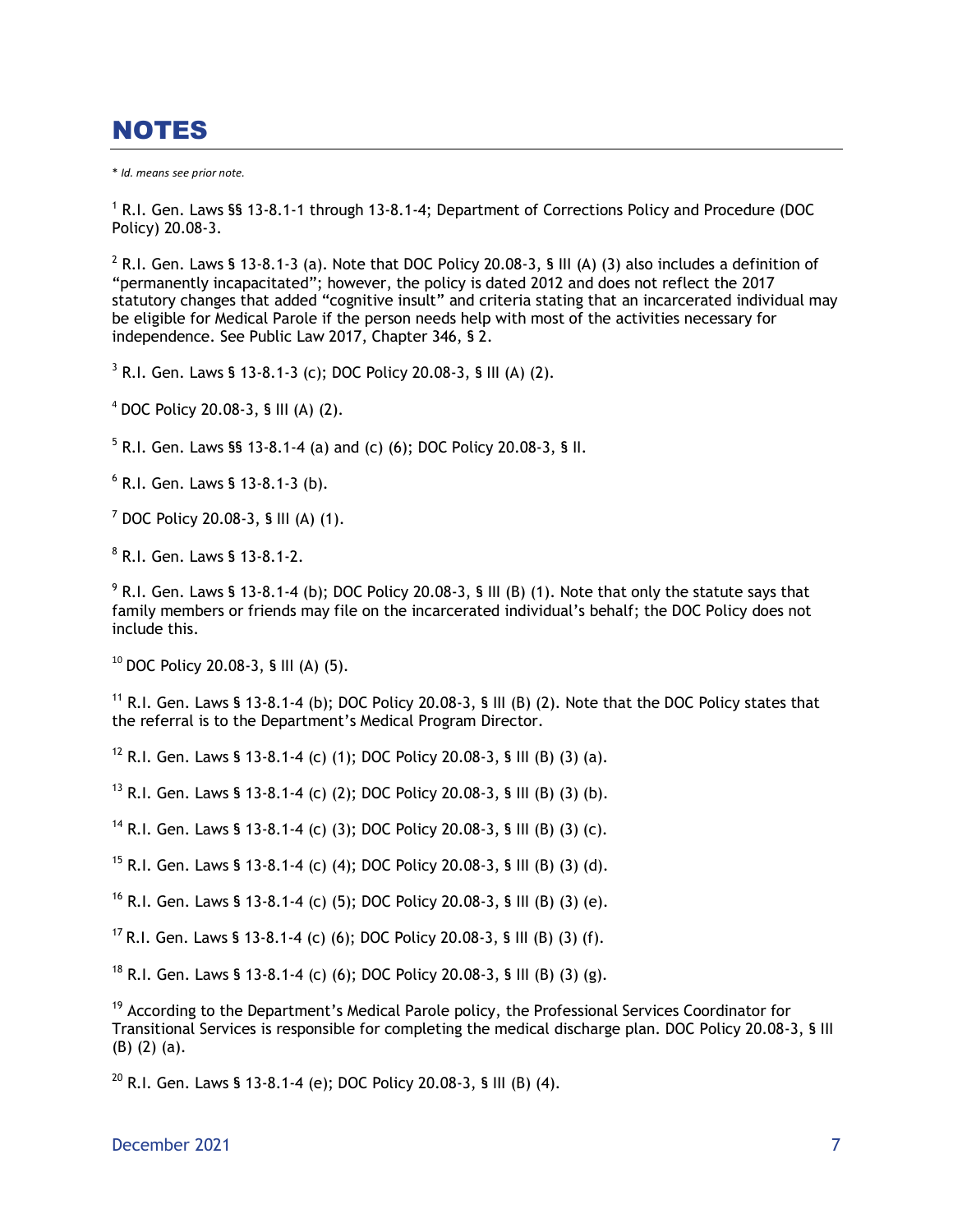# NOTES

*\* Id. means see prior note.*

[1] R.I. Gen. Laws §§ 13-8.1-1 through 13-8.1-4; Department of Corrections Policy and Procedure (DOC Policy) 20.08-3.

[2] R.I. Gen. Laws § 13-8.1-3 (a). Note that DOC Policy 20.08-3, § III (A) (3) also includes a definition of “permanently incapacitated”; however, the policy is dated 2012 and does not reflect the 2017 statutory changes that added “cognitive insult” and criteria stating that an incarcerated individual may be eligible for Medical Parole if the person needs help with most of the activities necessary for independence. See Public Law 2017, Chapter 346, § 2.

[3] R.I. Gen. Laws § 13-8.1-3 (c); DOC Policy 20.08-3, § III (A) (2).

[4] DOC Policy 20.08-3, § III (A) (2).

[5] R.I. Gen. Laws §§ 13-8.1-4 (a) and (c) (6); DOC Policy 20.08-3, § II.

[6] R.I. Gen. Laws § 13-8.1-3 (b).

[7] DOC Policy 20.08-3, § III (A) (1).

[8] R.I. Gen. Laws § 13-8.1-2.

[9] R.I. Gen. Laws § 13-8.1-4 (b); DOC Policy 20.08-3, § III (B) (1). Note that only the statute says that family members or friends may file on the incarcerated individual’s behalf; the DOC Policy does not include this.

[10] DOC Policy 20.08-3, § III (A) (5).

[11] R.I. Gen. Laws § 13-8.1-4 (b); DOC Policy 20.08-3, § III (B) (2). Note that the DOC Policy states that the referral is to the Department’s Medical Program Director.

[12] R.I. Gen. Laws § 13-8.1-4 (c) (1); DOC Policy 20.08-3, § III (B) (3) (a).

[13] R.I. Gen. Laws § 13-8.1-4 (c) (2); DOC Policy 20.08-3, § III (B) (3) (b).

[14] R.I. Gen. Laws § 13-8.1-4 (c) (3); DOC Policy 20.08-3, § III (B) (3) (c).

[15] R.I. Gen. Laws § 13-8.1-4 (c) (4); DOC Policy 20.08-3, § III (B) (3) (d).

[16] R.I. Gen. Laws § 13-8.1-4 (c) (5); DOC Policy 20.08-3, § III (B) (3) (e).

[17] R.I. Gen. Laws § 13-8.1-4 (c) (6); DOC Policy 20.08-3, § III (B) (3) (f).

[18] R.I. Gen. Laws § 13-8.1-4 (c) (6); DOC Policy 20.08-3, § III (B) (3) (g).

[19] According to the Department’s Medical Parole policy, the Professional Services Coordinator for Transitional Services is responsible for completing the medical discharge plan. DOC Policy 20.08-3, § III (B) (2) (a).

[20] R.I. Gen. Laws § 13-8.1-4 (e); DOC Policy 20.08-3, § III (B) (4).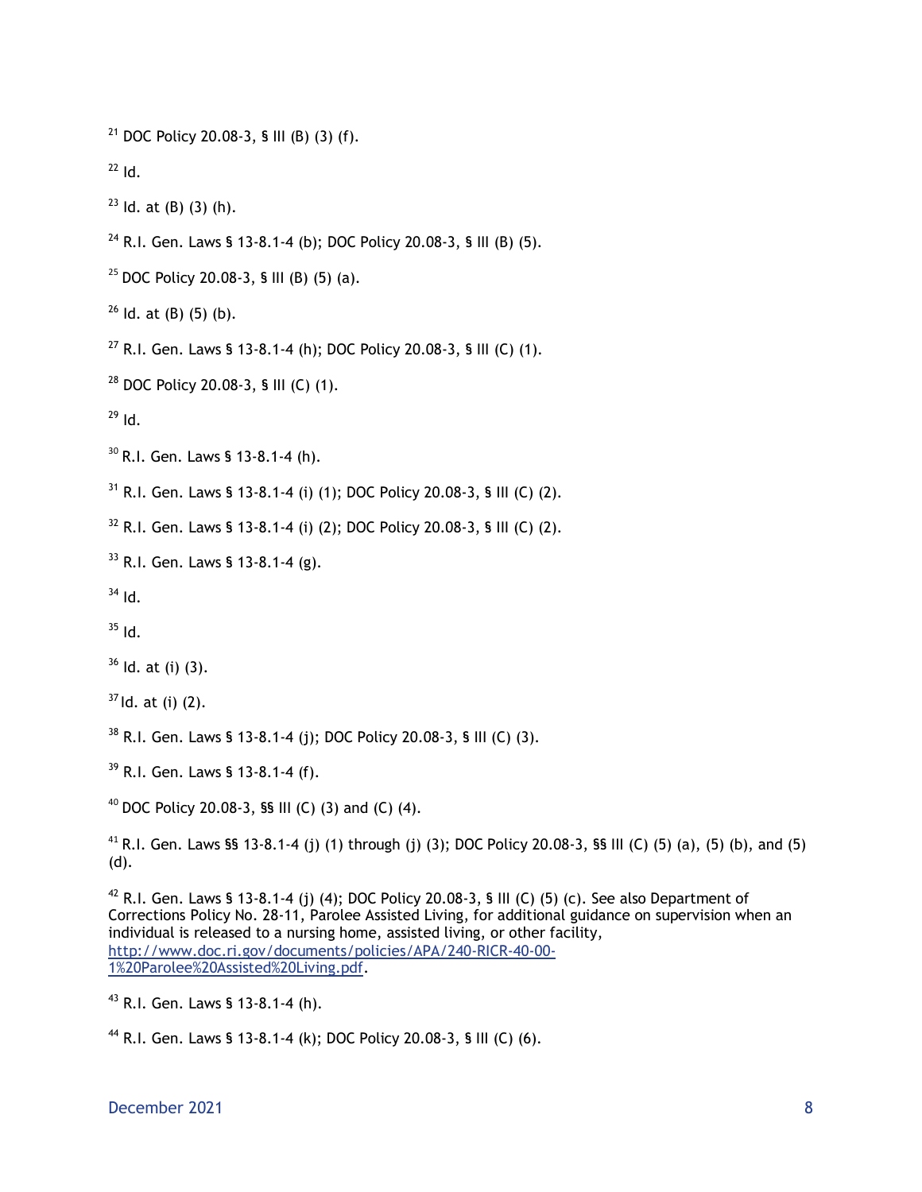[21] DOC Policy 20.08-3, § III (B) (3) (f).

[22] Id.

[23] Id. at (B) (3) (h).

[24] R.I. Gen. Laws § 13-8.1-4 (b); DOC Policy 20.08-3, § III (B) (5).

[25] DOC Policy 20.08-3, § III (B) (5) (a).

[26] Id. at (B) (5) (b).

[27] R.I. Gen. Laws § 13-8.1-4 (h); DOC Policy 20.08-3, § III (C) (1).

[28] DOC Policy 20.08-3, § III (C) (1).

[29] Id.

[30] R.I. Gen. Laws § 13-8.1-4 (h).

[31] R.I. Gen. Laws § 13-8.1-4 (i) (1); DOC Policy 20.08-3, § III (C) (2).

[32] R.I. Gen. Laws § 13-8.1-4 (i) (2); DOC Policy 20.08-3, § III (C) (2).

[33] R.I. Gen. Laws § 13-8.1-4 (g).

[34] Id.

[35] Id.

[36] Id. at (i) (3).

[37] Id. at (i) (2).

[38] R.I. Gen. Laws § 13-8.1-4 (j); DOC Policy 20.08-3, § III (C) (3).

[39] R.I. Gen. Laws § 13-8.1-4 (f).

[40] DOC Policy 20.08-3, §§ III (C) (3) and (C) (4).

[41] R.I. Gen. Laws §§ 13-8.1-4 (j) (1) through (j) (3); DOC Policy 20.08-3, §§ III (C) (5) (a), (5) (b), and (5) (d).

[42] R.I. Gen. Laws § 13-8.1-4 (j) (4); DOC Policy 20.08-3, § III (C) (5) (c). See also Department of Corrections Policy No. 28-11, Parolee Assisted Living, for additional guidance on supervision when an individual is released to a nursing home, assisted living, or other facility, [http://www.doc.ri.gov/documents/policies/APA/240-RICR-40-00-1%20Parolee%20Assisted%20Living.pdf](http://www.doc.ri.gov/documents/policies/APA/240-RICR-40-00-1%20Parolee%20Assisted%20Living.pdf).

[43] R.I. Gen. Laws § 13-8.1-4 (h).

[44] R.I. Gen. Laws § 13-8.1-4 (k); DOC Policy 20.08-3, § III (C) (6).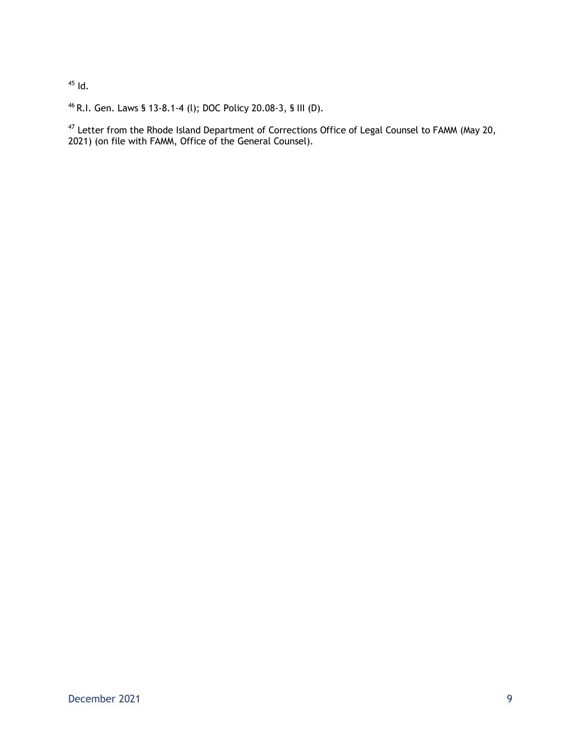[45] Id.

[46] R.I. Gen. Laws § 13-8.1-4 (l); DOC Policy 20.08-3, § III (D).

[47] Letter from the Rhode Island Department of Corrections Office of Legal Counsel to FAMM (May 20, 2021) (on file with FAMM, Office of the General Counsel).